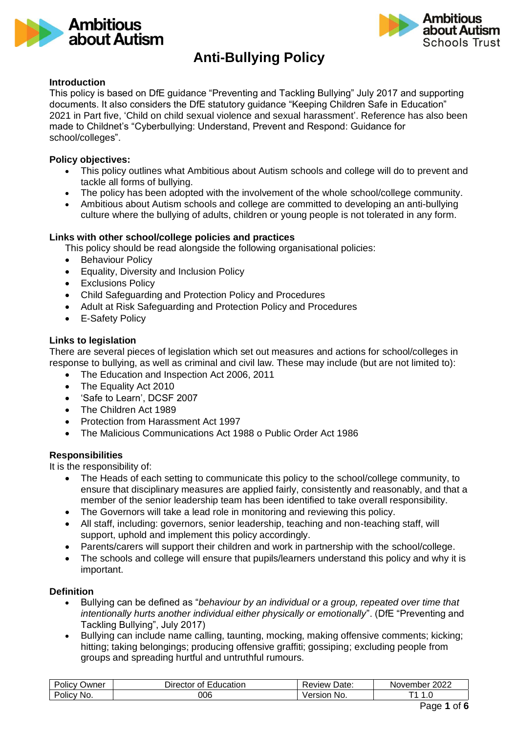# Anti-Bullying Policy

**Introduction**

This policy is based on DfE guidance "Preventing and Tackling Bullying" July 2017 and supporting documents. It also considers the DfE statutory guidance "Keeping Children Safe in Education" 2021 in Part five, 'Child on child sexual violence and sexual harassment'. Reference has also been made to Childnet's "Cyberbullying: Understand, Prevent and Respond: Guidance for school/colleges".

**Policy objectives:**

- This policy outlines what Ambitious about Autism schools and college will do to prevent and tackle all forms of bullying.
- The policy has been adopted with the involvement of the whole school/college community.
- Ambitious about Autism schools and college are committed to developing an anti-bullying culture where the bullying of adults, children or young people is not tolerated in any form.

**Links with other school/college policies and practices**

This policy should be read alongside the following organisational policies:

- Behaviour Policy
- Equality, Diversity and Inclusion Policy
- Exclusions Policy
- Child Safeguarding and Protection Policy and Procedures
- Adult at Risk Safeguarding and Protection Policy and Procedures
- E-Safety Policy

**Links to legislation**

There are several pieces of legislation which set out measures and actions for school/colleges in response to bullying, as well as criminal and civil law. These may include (but are not limited to):

- The Education and Inspection Act 2006, 2011
- The Equality Act 2010
- 'Safe to Learn', DCSF 2007
- The Children Act 1989
- Protection from Harassment Act 1997
- The Malicious Communications Act 1988 o Public Order Act 1986

**Responsibilities**

It is the responsibility of:

- The Heads of each setting to communicate this policy to the school/college community, to ensure that disciplinary measures are applied fairly, consistently and reasonably, and that a member of the senior leadership team has been identified to take overall responsibility.
- The Governors will take a lead role in monitoring and reviewing this policy.
- All staff, including: governors, senior leadership, teaching and non-teaching staff, will support, uphold and implement this policy accordingly.
- Parents/carers will support their children and work in partnership with the school/college.
- The schools and college will ensure that pupils/learners understand this policy and why it is important.

**Definition**

- Bullying can be defined as "*behaviour by an individual or a group, repeated over time that intentionally hurts another individual either physically or emotionally*". (DfE "Preventing and Tackling Bullying", July 2017)
- Bullying can include name calling, taunting, mocking, making offensive comments; kicking; hitting; taking belongings; producing offensive graffiti; gossiping; excluding people from groups and spreading hurtful and untruthful rumours.

| Policy Owner | Director of Education | Review Date: | November 2022 |
| --- | --- | --- | --- |
| Policy No. | 006 | Version No. | T1 1.0 |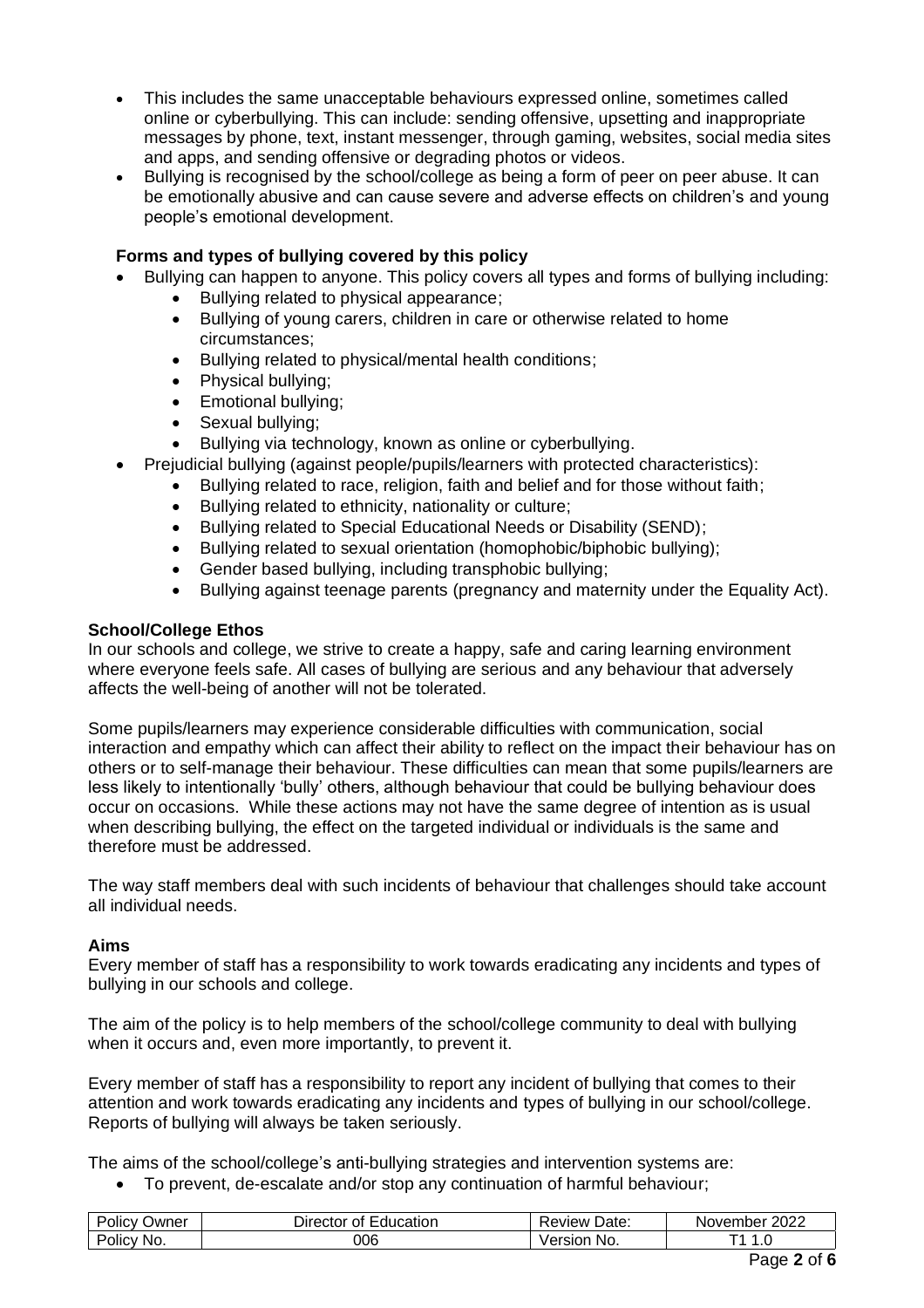- This includes the same unacceptable behaviours expressed online, sometimes called online or cyberbullying. This can include: sending offensive, upsetting and inappropriate messages by phone, text, instant messenger, through gaming, websites, social media sites and apps, and sending offensive or degrading photos or videos.
- Bullying is recognised by the school/college as being a form of peer on peer abuse. It can be emotionally abusive and can cause severe and adverse effects on children's and young people's emotional development.

### Forms and types of bullying covered by this policy

- Bullying can happen to anyone. This policy covers all types and forms of bullying including:
    - Bullying related to physical appearance;
    - Bullying of young carers, children in care or otherwise related to home circumstances;
    - Bullying related to physical/mental health conditions;
    - Physical bullying;
    - Emotional bullying;
    - Sexual bullying;
    - Bullying via technology, known as online or cyberbullying.
- Prejudicial bullying (against people/pupils/learners with protected characteristics):
    - Bullying related to race, religion, faith and belief and for those without faith;
    - Bullying related to ethnicity, nationality or culture;
    - Bullying related to Special Educational Needs or Disability (SEND);
    - Bullying related to sexual orientation (homophobic/biphobic bullying);
    - Gender based bullying, including transphobic bullying;
    - Bullying against teenage parents (pregnancy and maternity under the Equality Act).

### School/College Ethos

In our schools and college, we strive to create a happy, safe and caring learning environment where everyone feels safe. All cases of bullying are serious and any behaviour that adversely affects the well-being of another will not be tolerated.

Some pupils/learners may experience considerable difficulties with communication, social interaction and empathy which can affect their ability to reflect on the impact their behaviour has on others or to self-manage their behaviour. These difficulties can mean that some pupils/learners are less likely to intentionally 'bully' others, although behaviour that could be bullying behaviour does occur on occasions. While these actions may not have the same degree of intention as is usual when describing bullying, the effect on the targeted individual or individuals is the same and therefore must be addressed.

The way staff members deal with such incidents of behaviour that challenges should take account all individual needs.

### Aims

Every member of staff has a responsibility to work towards eradicating any incidents and types of bullying in our schools and college.

The aim of the policy is to help members of the school/college community to deal with bullying when it occurs and, even more importantly, to prevent it.

Every member of staff has a responsibility to report any incident of bullying that comes to their attention and work towards eradicating any incidents and types of bullying in our school/college. Reports of bullying will always be taken seriously.

The aims of the school/college's anti-bullying strategies and intervention systems are:

- To prevent, de-escalate and/or stop any continuation of harmful behaviour;

| Policy Owner | Director of Education | Review Date: | November 2022 |
| --- | --- | --- | --- |
| Policy No. | 006 | Version No. | T1 1.0 |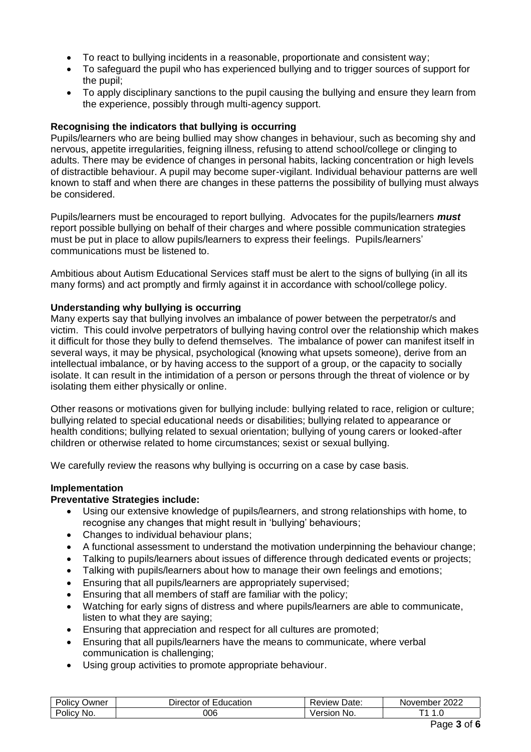- To react to bullying incidents in a reasonable, proportionate and consistent way;
- To safeguard the pupil who has experienced bullying and to trigger sources of support for the pupil;
- To apply disciplinary sanctions to the pupil causing the bullying and ensure they learn from the experience, possibly through multi-agency support.

**Recognising the indicators that bullying is occurring**

Pupils/learners who are being bullied may show changes in behaviour, such as becoming shy and nervous, appetite irregularities, feigning illness, refusing to attend school/college or clinging to adults. There may be evidence of changes in personal habits, lacking concentration or high levels of distractible behaviour. A pupil may become super-vigilant. Individual behaviour patterns are well known to staff and when there are changes in these patterns the possibility of bullying must always be considered.

Pupils/learners must be encouraged to report bullying. Advocates for the pupils/learners ***must*** report possible bullying on behalf of their charges and where possible communication strategies must be put in place to allow pupils/learners to express their feelings. Pupils/learners' communications must be listened to.

Ambitious about Autism Educational Services staff must be alert to the signs of bullying (in all its many forms) and act promptly and firmly against it in accordance with school/college policy.

**Understanding why bullying is occurring**

Many experts say that bullying involves an imbalance of power between the perpetrator/s and victim. This could involve perpetrators of bullying having control over the relationship which makes it difficult for those they bully to defend themselves. The imbalance of power can manifest itself in several ways, it may be physical, psychological (knowing what upsets someone), derive from an intellectual imbalance, or by having access to the support of a group, or the capacity to socially isolate. It can result in the intimidation of a person or persons through the threat of violence or by isolating them either physically or online.

Other reasons or motivations given for bullying include: bullying related to race, religion or culture; bullying related to special educational needs or disabilities; bullying related to appearance or health conditions; bullying related to sexual orientation; bullying of young carers or looked-after children or otherwise related to home circumstances; sexist or sexual bullying.

We carefully review the reasons why bullying is occurring on a case by case basis.

**Implementation**

**Preventative Strategies include:**

- Using our extensive knowledge of pupils/learners, and strong relationships with home, to recognise any changes that might result in 'bullying' behaviours;
- Changes to individual behaviour plans;
- A functional assessment to understand the motivation underpinning the behaviour change;
- Talking to pupils/learners about issues of difference through dedicated events or projects;
- Talking with pupils/learners about how to manage their own feelings and emotions;
- Ensuring that all pupils/learners are appropriately supervised;
- Ensuring that all members of staff are familiar with the policy;
- Watching for early signs of distress and where pupils/learners are able to communicate, listen to what they are saying;
- Ensuring that appreciation and respect for all cultures are promoted;
- Ensuring that all pupils/learners have the means to communicate, where verbal communication is challenging;
- Using group activities to promote appropriate behaviour.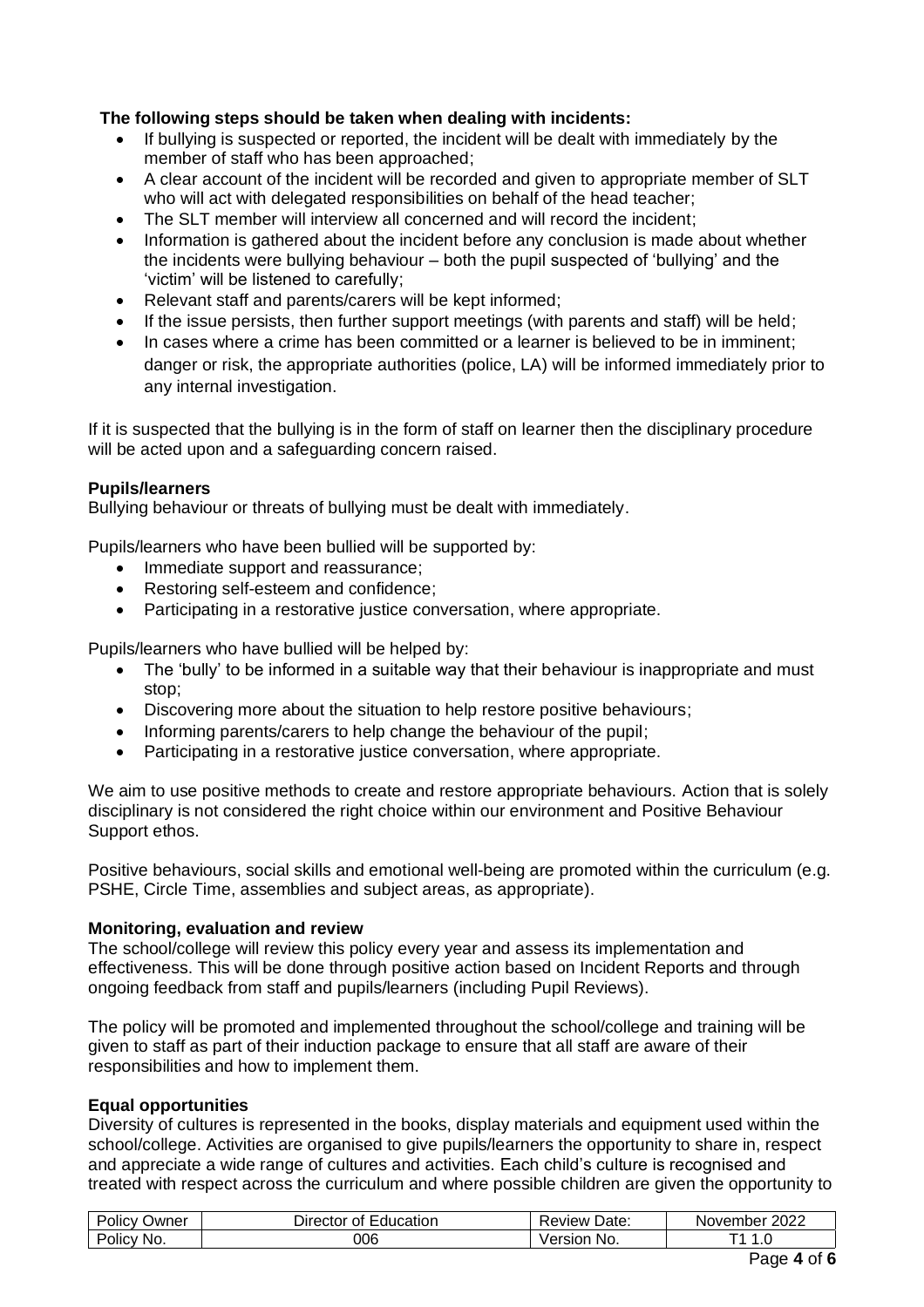**The following steps should be taken when dealing with incidents:**

- If bullying is suspected or reported, the incident will be dealt with immediately by the member of staff who has been approached;
- A clear account of the incident will be recorded and given to appropriate member of SLT who will act with delegated responsibilities on behalf of the head teacher;
- The SLT member will interview all concerned and will record the incident;
- Information is gathered about the incident before any conclusion is made about whether the incidents were bullying behaviour – both the pupil suspected of 'bullying' and the 'victim' will be listened to carefully;
- Relevant staff and parents/carers will be kept informed;
- If the issue persists, then further support meetings (with parents and staff) will be held;
- In cases where a crime has been committed or a learner is believed to be in imminent; danger or risk, the appropriate authorities (police, LA) will be informed immediately prior to any internal investigation.

If it is suspected that the bullying is in the form of staff on learner then the disciplinary procedure will be acted upon and a safeguarding concern raised.

**Pupils/learners**

Bullying behaviour or threats of bullying must be dealt with immediately.

Pupils/learners who have been bullied will be supported by:

- Immediate support and reassurance;
- Restoring self-esteem and confidence;
- Participating in a restorative justice conversation, where appropriate.

Pupils/learners who have bullied will be helped by:

- The 'bully' to be informed in a suitable way that their behaviour is inappropriate and must stop;
- Discovering more about the situation to help restore positive behaviours;
- Informing parents/carers to help change the behaviour of the pupil;
- Participating in a restorative justice conversation, where appropriate.

We aim to use positive methods to create and restore appropriate behaviours. Action that is solely disciplinary is not considered the right choice within our environment and Positive Behaviour Support ethos.

Positive behaviours, social skills and emotional well-being are promoted within the curriculum (e.g. PSHE, Circle Time, assemblies and subject areas, as appropriate).

**Monitoring, evaluation and review**

The school/college will review this policy every year and assess its implementation and effectiveness. This will be done through positive action based on Incident Reports and through ongoing feedback from staff and pupils/learners (including Pupil Reviews).

The policy will be promoted and implemented throughout the school/college and training will be given to staff as part of their induction package to ensure that all staff are aware of their responsibilities and how to implement them.

**Equal opportunities**

Diversity of cultures is represented in the books, display materials and equipment used within the school/college. Activities are organised to give pupils/learners the opportunity to share in, respect and appreciate a wide range of cultures and activities. Each child's culture is recognised and treated with respect across the curriculum and where possible children are given the opportunity to

| Policy Owner | Director of Education | Review Date: | November 2022 |
| --- | --- | --- | --- |
| Policy No. | 006 | Version No. | T1 1.0 |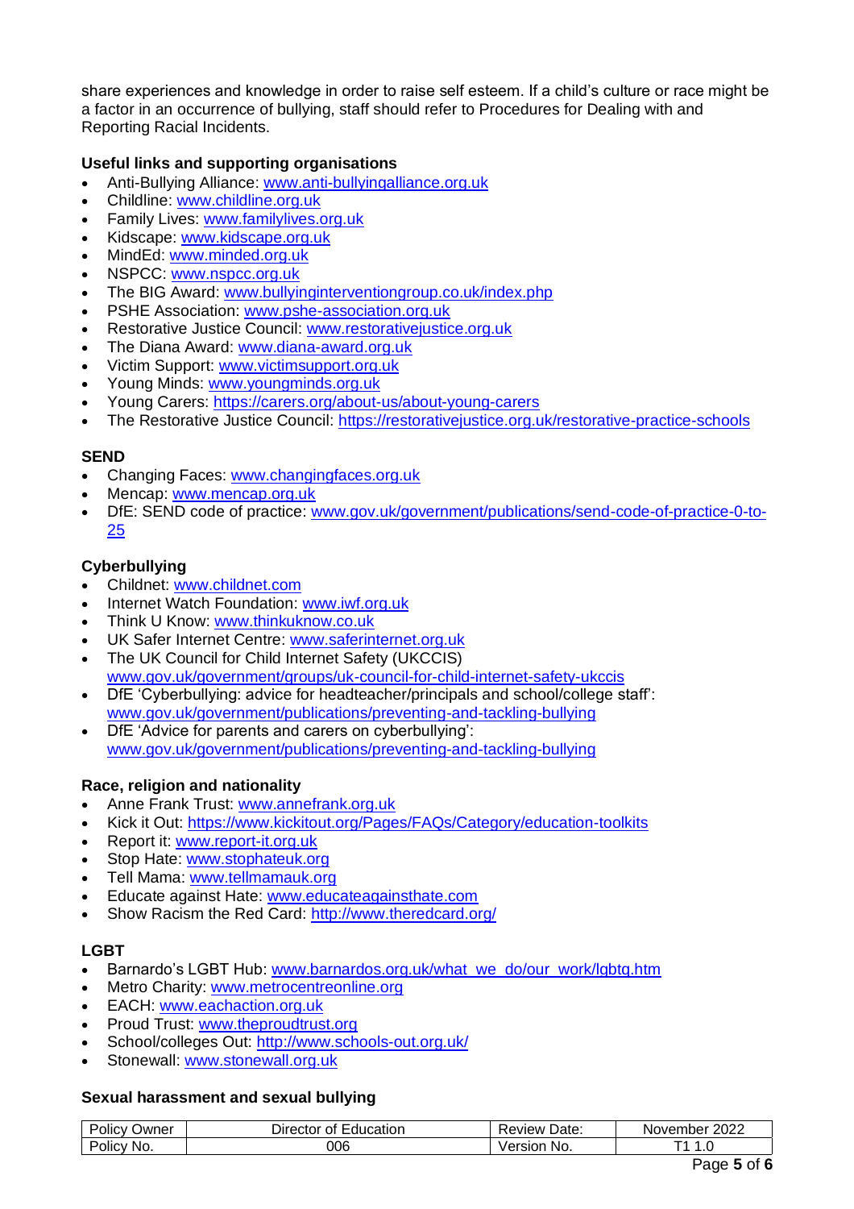share experiences and knowledge in order to raise self esteem. If a child's culture or race might be a factor in an occurrence of bullying, staff should refer to Procedures for Dealing with and Reporting Racial Incidents.

**Useful links and supporting organisations**

- Anti-Bullying Alliance: www.anti-bullyingalliance.org.uk
- Childline: www.childline.org.uk
- Family Lives: www.familylives.org.uk
- Kidscape: www.kidscape.org.uk
- MindEd: www.minded.org.uk
- NSPCC: www.nspcc.org.uk
- The BIG Award: www.bullyinginterventiongroup.co.uk/index.php
- PSHE Association: www.pshe-association.org.uk
- Restorative Justice Council: www.restorativejustice.org.uk
- The Diana Award: www.diana-award.org.uk
- Victim Support: www.victimsupport.org.uk
- Young Minds: www.youngminds.org.uk
- Young Carers: https://carers.org/about-us/about-young-carers
- The Restorative Justice Council: https://restorativejustice.org.uk/restorative-practice-schools

**SEND**

- Changing Faces: www.changingfaces.org.uk
- Mencap: www.mencap.org.uk
- DfE: SEND code of practice: www.gov.uk/government/publications/send-code-of-practice-0-to-25

**Cyberbullying**

- Childnet: www.childnet.com
- Internet Watch Foundation: www.iwf.org.uk
- Think U Know: www.thinkuknow.co.uk
- UK Safer Internet Centre: www.saferinternet.org.uk
- The UK Council for Child Internet Safety (UKCCIS) www.gov.uk/government/groups/uk-council-for-child-internet-safety-ukccis
- DfE 'Cyberbullying: advice for headteacher/principals and school/college staff': www.gov.uk/government/publications/preventing-and-tackling-bullying
- DfE 'Advice for parents and carers on cyberbullying': www.gov.uk/government/publications/preventing-and-tackling-bullying

**Race, religion and nationality**

- Anne Frank Trust: www.annefrank.org.uk
- Kick it Out: https://www.kickitout.org/Pages/FAQs/Category/education-toolkits
- Report it: www.report-it.org.uk
- Stop Hate: www.stophateuk.org
- Tell Mama: www.tellmamauk.org
- Educate against Hate: www.educateagainsthate.com
- Show Racism the Red Card: http://www.theredcard.org/

**LGBT**

- Barnardo's LGBT Hub: www.barnardos.org.uk/what_we_do/our_work/lgbtq.htm
- Metro Charity: www.metrocentreonline.org
- EACH: www.eachaction.org.uk
- Proud Trust: www.theproudtrust.org
- School/colleges Out: http://www.schools-out.org.uk/
- Stonewall: www.stonewall.org.uk

**Sexual harassment and sexual bullying**

| Policy Owner | Director of Education | Review Date: | November 2022 |
|---|---|---|---|
| Policy No. | 006 | Version No. | T1 1.0 |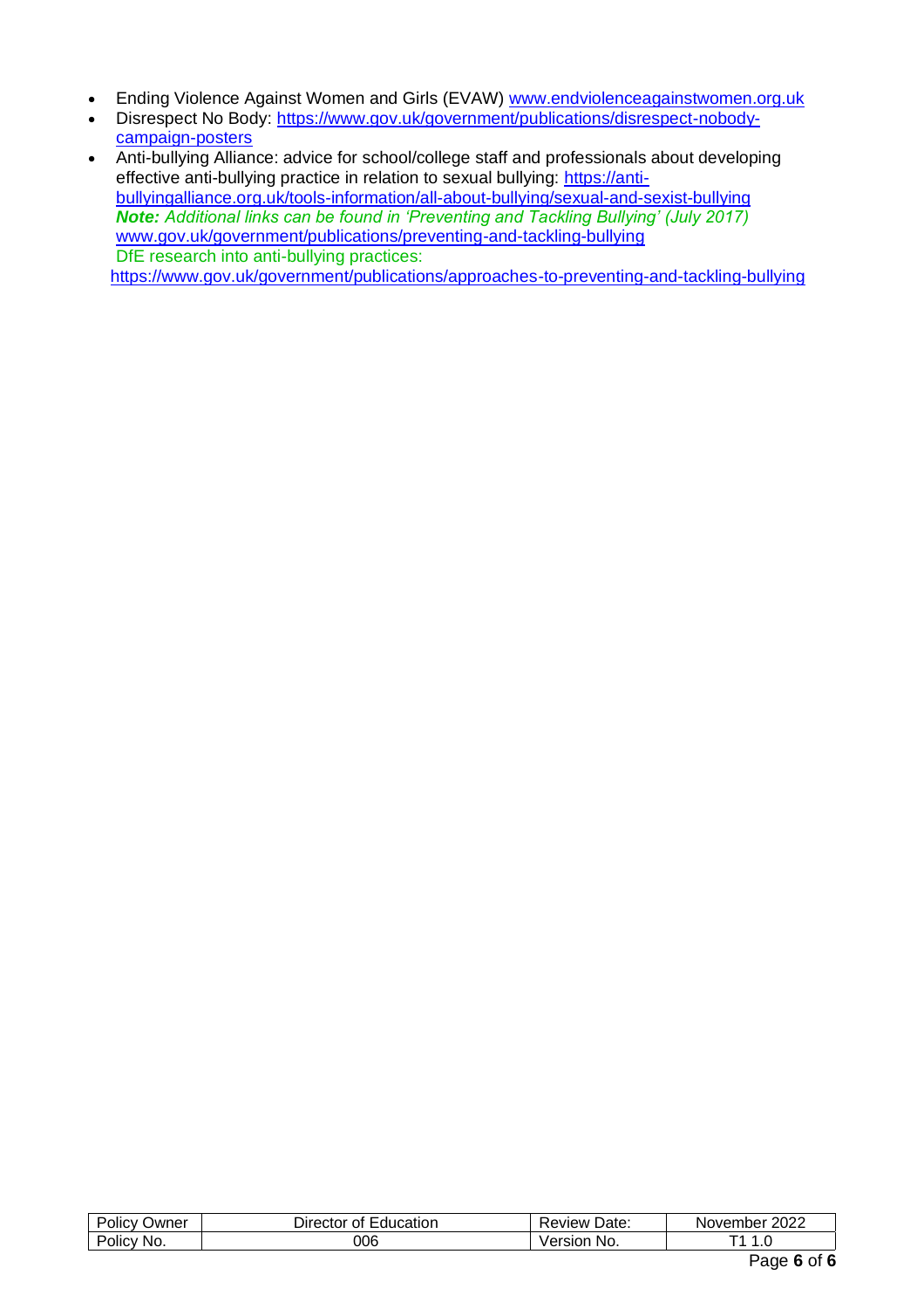- Ending Violence Against Women and Girls (EVAW) www.endviolenceagainstwomen.org.uk
- Disrespect No Body: https://www.gov.uk/government/publications/disrespect-nobody-campaign-posters
- Anti-bullying Alliance: advice for school/college staff and professionals about developing effective anti-bullying practice in relation to sexual bullying: https://anti-bullyingalliance.org.uk/tools-information/all-about-bullying/sexual-and-sexist-bullying
  ***Note:*** *Additional links can be found in 'Preventing and Tackling Bullying' (July 2017)* www.gov.uk/government/publications/preventing-and-tackling-bullying
  DfE research into anti-bullying practices:
  https://www.gov.uk/government/publications/approaches-to-preventing-and-tackling-bullying